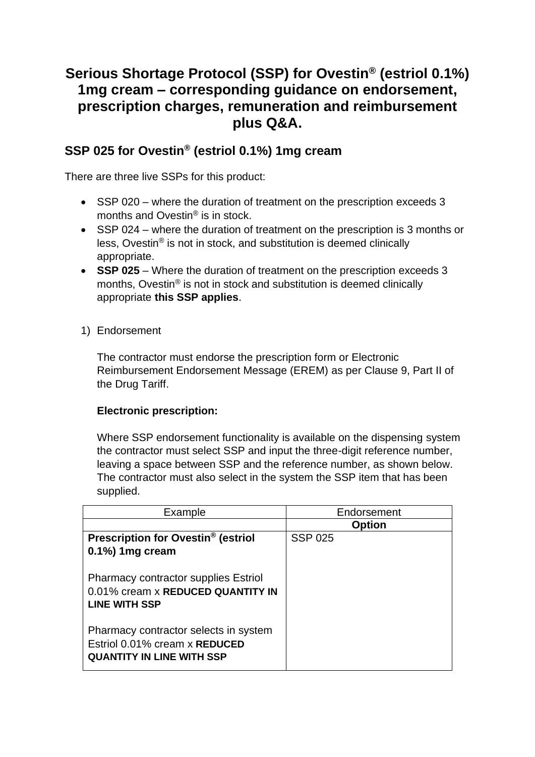# Serious Shortage Protocol (SSP) for Ovestin® (estriol 0.1%) 1mg cream – corresponding guidance on endorsement, prescription charges, remuneration and reimbursement plus Q&A.

## SSP 025 for Ovestin® (estriol 0.1%) 1mg cream

There are three live SSPs for this product:

- SSP 020 – where the duration of treatment on the prescription exceeds 3 months and Ovestin® is in stock.
- SSP 024 – where the duration of treatment on the prescription is 3 months or less, Ovestin® is not in stock, and substitution is deemed clinically appropriate.
- **SSP 025** – Where the duration of treatment on the prescription exceeds 3 months, Ovestin® is not in stock and substitution is deemed clinically appropriate **this SSP applies**.

1) Endorsement

   The contractor must endorse the prescription form or Electronic Reimbursement Endorsement Message (EREM) as per Clause 9, Part II of the Drug Tariff.

   **Electronic prescription:**

   Where SSP endorsement functionality is available on the dispensing system the contractor must select SSP and input the three-digit reference number, leaving a space between SSP and the reference number, as shown below. The contractor must also select in the system the SSP item that has been supplied.

| Example | Endorsement |
|---|---|
| | **Option** |
| **Prescription for Ovestin® (estriol 0.1%) 1mg cream**<br><br>Pharmacy contractor supplies Estriol 0.01% cream x **REDUCED QUANTITY IN LINE WITH SSP**<br><br>Pharmacy contractor selects in system Estriol 0.01% cream x **REDUCED QUANTITY IN LINE WITH SSP** | SSP 025 |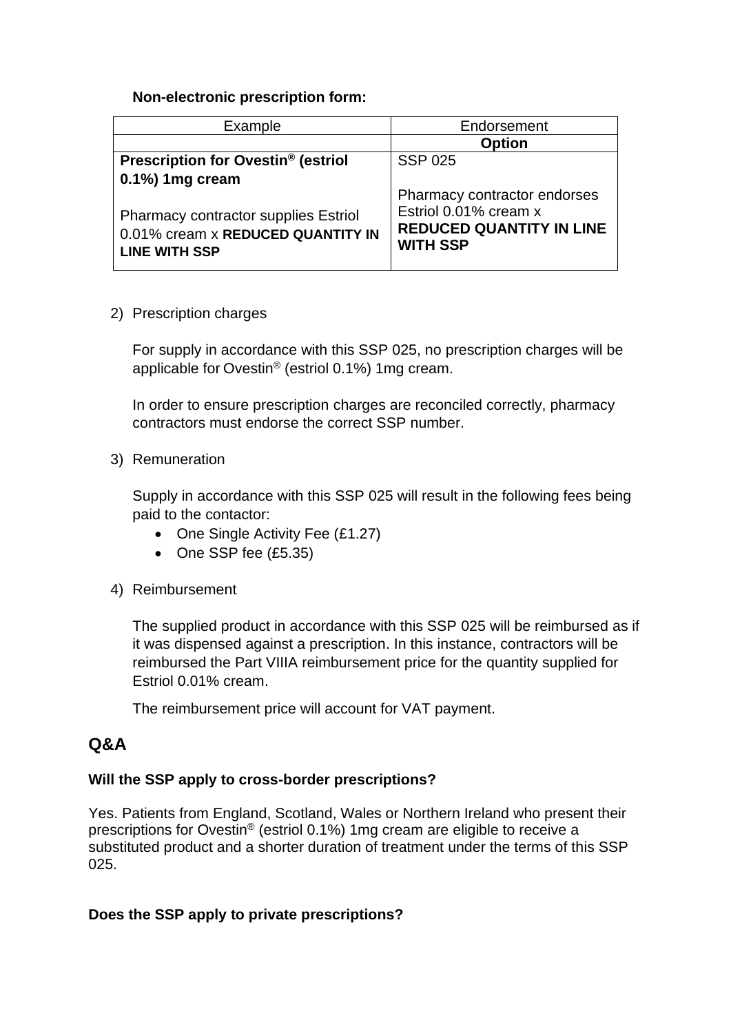**Non-electronic prescription form:**

| Example | Endorsement |
|---|---|
| | **Option** |
| **Prescription for Ovestin® (estriol 0.1%) 1mg cream**<br><br>Pharmacy contractor supplies Estriol 0.01% cream x **REDUCED QUANTITY IN LINE WITH SSP** | SSP 025<br><br>Pharmacy contractor endorses Estriol 0.01% cream x **REDUCED QUANTITY IN LINE WITH SSP** |

2) Prescription charges

   For supply in accordance with this SSP 025, no prescription charges will be applicable for Ovestin® (estriol 0.1%) 1mg cream.

   In order to ensure prescription charges are reconciled correctly, pharmacy contractors must endorse the correct SSP number.

3) Remuneration

   Supply in accordance with this SSP 025 will result in the following fees being paid to the contactor:
   - One Single Activity Fee (£1.27)
   - One SSP fee (£5.35)

4) Reimbursement

   The supplied product in accordance with this SSP 025 will be reimbursed as if it was dispensed against a prescription. In this instance, contractors will be reimbursed the Part VIIIA reimbursement price for the quantity supplied for Estriol 0.01% cream.

   The reimbursement price will account for VAT payment.

## Q&A

**Will the SSP apply to cross-border prescriptions?**

Yes. Patients from England, Scotland, Wales or Northern Ireland who present their prescriptions for Ovestin® (estriol 0.1%) 1mg cream are eligible to receive a substituted product and a shorter duration of treatment under the terms of this SSP 025.

**Does the SSP apply to private prescriptions?**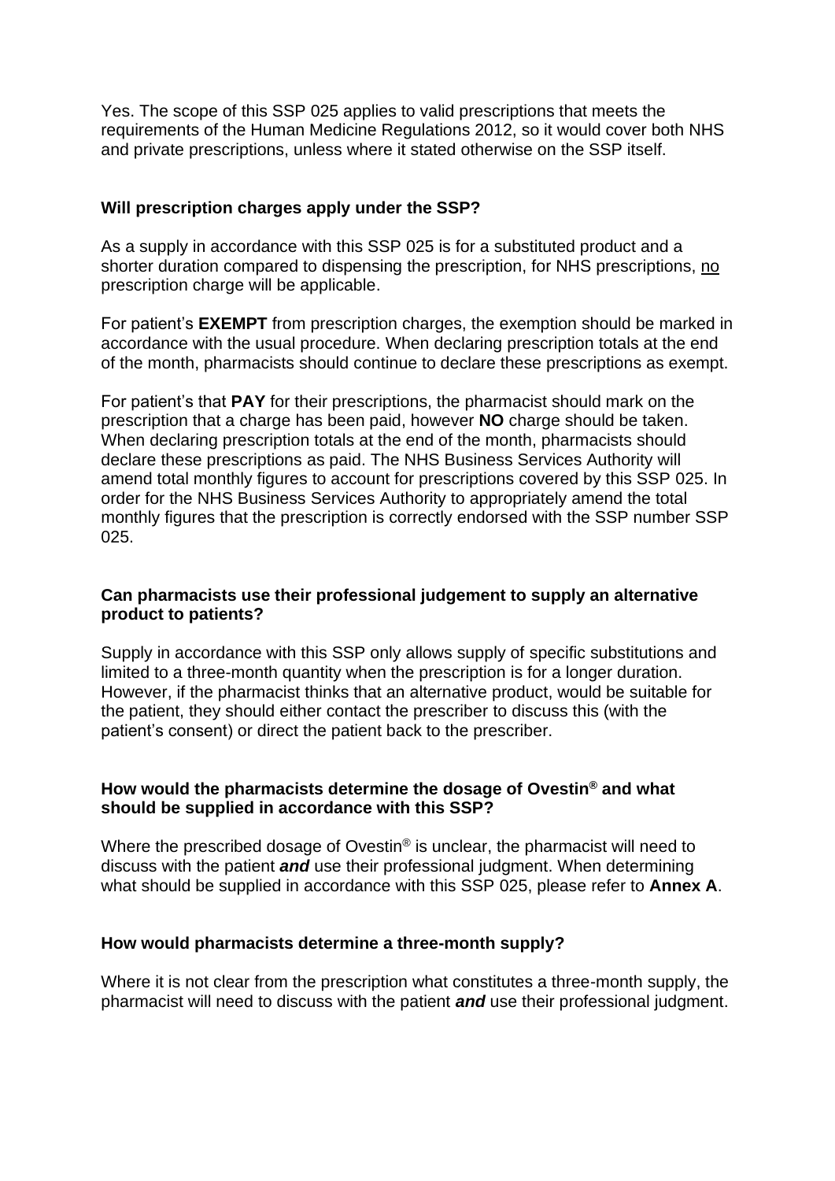Yes. The scope of this SSP 025 applies to valid prescriptions that meets the requirements of the Human Medicine Regulations 2012, so it would cover both NHS and private prescriptions, unless where it stated otherwise on the SSP itself.

**Will prescription charges apply under the SSP?**

As a supply in accordance with this SSP 025 is for a substituted product and a shorter duration compared to dispensing the prescription, for NHS prescriptions, <u>no</u> prescription charge will be applicable.

For patient's **EXEMPT** from prescription charges, the exemption should be marked in accordance with the usual procedure. When declaring prescription totals at the end of the month, pharmacists should continue to declare these prescriptions as exempt.

For patient's that **PAY** for their prescriptions, the pharmacist should mark on the prescription that a charge has been paid, however **NO** charge should be taken. When declaring prescription totals at the end of the month, pharmacists should declare these prescriptions as paid. The NHS Business Services Authority will amend total monthly figures to account for prescriptions covered by this SSP 025. In order for the NHS Business Services Authority to appropriately amend the total monthly figures that the prescription is correctly endorsed with the SSP number SSP 025.

**Can pharmacists use their professional judgement to supply an alternative product to patients?**

Supply in accordance with this SSP only allows supply of specific substitutions and limited to a three-month quantity when the prescription is for a longer duration. However, if the pharmacist thinks that an alternative product, would be suitable for the patient, they should either contact the prescriber to discuss this (with the patient's consent) or direct the patient back to the prescriber.

**How would the pharmacists determine the dosage of Ovestin® and what should be supplied in accordance with this SSP?**

Where the prescribed dosage of Ovestin® is unclear, the pharmacist will need to discuss with the patient ***and*** use their professional judgment. When determining what should be supplied in accordance with this SSP 025, please refer to **Annex A**.

**How would pharmacists determine a three-month supply?**

Where it is not clear from the prescription what constitutes a three-month supply, the pharmacist will need to discuss with the patient ***and*** use their professional judgment.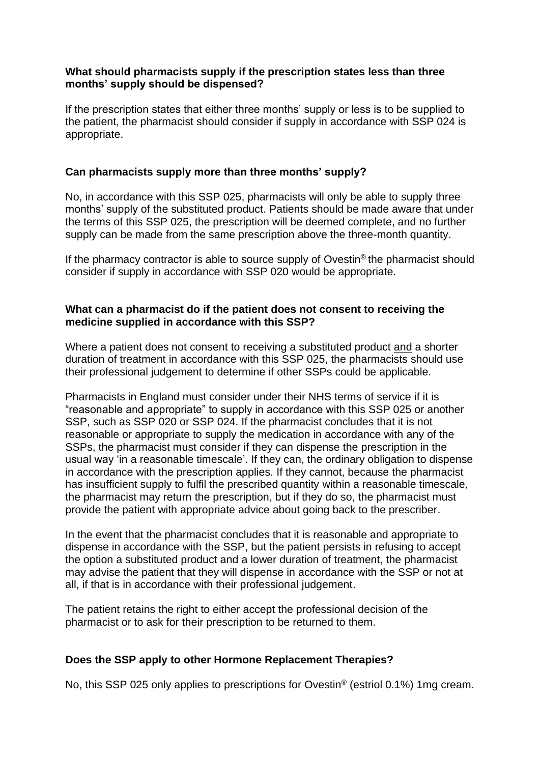**What should pharmacists supply if the prescription states less than three months' supply should be dispensed?**

If the prescription states that either three months' supply or less is to be supplied to the patient, the pharmacist should consider if supply in accordance with SSP 024 is appropriate.

**Can pharmacists supply more than three months' supply?**

No, in accordance with this SSP 025, pharmacists will only be able to supply three months' supply of the substituted product. Patients should be made aware that under the terms of this SSP 025, the prescription will be deemed complete, and no further supply can be made from the same prescription above the three-month quantity.

If the pharmacy contractor is able to source supply of Ovestin® the pharmacist should consider if supply in accordance with SSP 020 would be appropriate.

**What can a pharmacist do if the patient does not consent to receiving the medicine supplied in accordance with this SSP?**

Where a patient does not consent to receiving a substituted product <u>and</u> a shorter duration of treatment in accordance with this SSP 025, the pharmacists should use their professional judgement to determine if other SSPs could be applicable.

Pharmacists in England must consider under their NHS terms of service if it is "reasonable and appropriate" to supply in accordance with this SSP 025 or another SSP, such as SSP 020 or SSP 024. If the pharmacist concludes that it is not reasonable or appropriate to supply the medication in accordance with any of the SSPs, the pharmacist must consider if they can dispense the prescription in the usual way 'in a reasonable timescale'. If they can, the ordinary obligation to dispense in accordance with the prescription applies. If they cannot, because the pharmacist has insufficient supply to fulfil the prescribed quantity within a reasonable timescale, the pharmacist may return the prescription, but if they do so, the pharmacist must provide the patient with appropriate advice about going back to the prescriber.

In the event that the pharmacist concludes that it is reasonable and appropriate to dispense in accordance with the SSP, but the patient persists in refusing to accept the option a substituted product and a lower duration of treatment, the pharmacist may advise the patient that they will dispense in accordance with the SSP or not at all, if that is in accordance with their professional judgement.

The patient retains the right to either accept the professional decision of the pharmacist or to ask for their prescription to be returned to them.

**Does the SSP apply to other Hormone Replacement Therapies?**

No, this SSP 025 only applies to prescriptions for Ovestin® (estriol 0.1%) 1mg cream.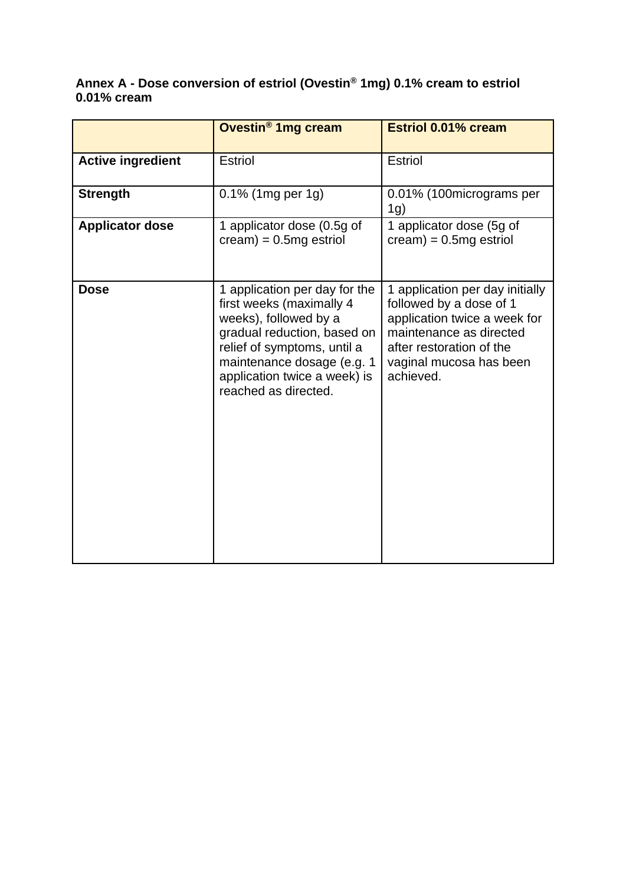**Annex A - Dose conversion of estriol (Ovestin® 1mg) 0.1% cream to estriol 0.01% cream**

| | **Ovestin® 1mg cream** | **Estriol 0.01% cream** |
|---|---|---|
| **Active ingredient** | Estriol | Estriol |
| **Strength** | 0.1% (1mg per 1g) | 0.01% (100micrograms per 1g) |
| **Applicator dose** | 1 applicator dose (0.5g of cream) = 0.5mg estriol | 1 applicator dose (5g of cream) = 0.5mg estriol |
| **Dose** | 1 application per day for the first weeks (maximally 4 weeks), followed by a gradual reduction, based on relief of symptoms, until a maintenance dosage (e.g. 1 application twice a week) is reached as directed. | 1 application per day initially followed by a dose of 1 application twice a week for maintenance as directed after restoration of the vaginal mucosa has been achieved. |